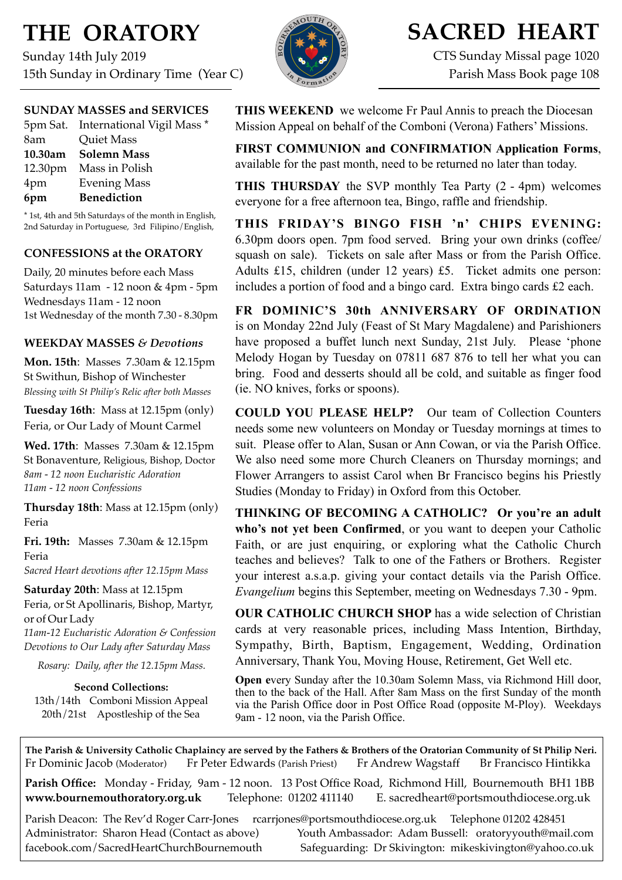# THE ORATORY

Sunday 14th July 2019

15th Sunday in Ordinary Time (Year C)

# SACRED HEART

CTS Sunday Missal page 1020

Parish Mass Book page 108

## SUNDAY MASSES and SERVICES

| | |
|---|---|
| 5pm Sat. | International Vigil Mass * |
| 8am | Quiet Mass |
| **10.30am** | **Solemn Mass** |
| 12.30pm | Mass in Polish |
| 4pm | Evening Mass |
| **6pm** | **Benediction** |

* 1st, 4th and 5th Saturdays of the month in English, 2nd Saturday in Portuguese, 3rd Filipino/English,

## CONFESSIONS at the ORATORY

Daily, 20 minutes before each Mass

Saturdays 11am - 12 noon & 4pm - 5pm

Wednesdays 11am - 12 noon

1st Wednesday of the month 7.30 - 8.30pm

## WEEKDAY MASSES *& Devotions*

**Mon. 15th**: Masses 7.30am & 12.15pm
St Swithun, Bishop of Winchester
*Blessing with St Philip's Relic after both Masses*

**Tuesday 16th**: Mass at 12.15pm (only)
Feria, or Our Lady of Mount Carmel

**Wed. 17th**: Masses 7.30am & 12.15pm
St Bonaventure, Religious, Bishop, Doctor
*8am - 12 noon Eucharistic Adoration*
*11am - 12 noon Confessions*

**Thursday 18th**: Mass at 12.15pm (only)
Feria

**Fri. 19th:** Masses 7.30am & 12.15pm
Feria
*Sacred Heart devotions after 12.15pm Mass*

**Saturday 20th**: Mass at 12.15pm
Feria, or St Apollinaris, Bishop, Martyr, or of Our Lady
*11am-12 Eucharistic Adoration & Confession*
*Devotions to Our Lady after Saturday Mass*

*Rosary: Daily, after the 12.15pm Mass.*

**Second Collections:**
13th/14th Comboni Mission Appeal
20th/21st Apostleship of the Sea

**THIS WEEKEND** we welcome Fr Paul Annis to preach the Diocesan Mission Appeal on behalf of the Comboni (Verona) Fathers' Missions.

**FIRST COMMUNION and CONFIRMATION Application Forms**, available for the past month, need to be returned no later than today.

**THIS THURSDAY** the SVP monthly Tea Party (2 - 4pm) welcomes everyone for a free afternoon tea, Bingo, raffle and friendship.

**THIS FRIDAY'S BINGO FISH 'n' CHIPS EVENING:** 6.30pm doors open. 7pm food served. Bring your own drinks (coffee/ squash on sale). Tickets on sale after Mass or from the Parish Office. Adults £15, children (under 12 years) £5. Ticket admits one person: includes a portion of food and a bingo card. Extra bingo cards £2 each.

**FR DOMINIC'S 30th ANNIVERSARY OF ORDINATION** is on Monday 22nd July (Feast of St Mary Magdalene) and Parishioners have proposed a buffet lunch next Sunday, 21st July. Please 'phone Melody Hogan by Tuesday on 07811 687 876 to tell her what you can bring. Food and desserts should all be cold, and suitable as finger food (ie. NO knives, forks or spoons).

**COULD YOU PLEASE HELP?** Our team of Collection Counters needs some new volunteers on Monday or Tuesday mornings at times to suit. Please offer to Alan, Susan or Ann Cowan, or via the Parish Office. We also need some more Church Cleaners on Thursday mornings; and Flower Arrangers to assist Carol when Br Francisco begins his Priestly Studies (Monday to Friday) in Oxford from this October.

**THINKING OF BECOMING A CATHOLIC? Or you're an adult who's not yet been Confirmed**, or you want to deepen your Catholic Faith, or are just enquiring, or exploring what the Catholic Church teaches and believes? Talk to one of the Fathers or Brothers. Register your interest a.s.a.p. giving your contact details via the Parish Office. *Evangelium* begins this September, meeting on Wednesdays 7.30 - 9pm.

**OUR CATHOLIC CHURCH SHOP** has a wide selection of Christian cards at very reasonable prices, including Mass Intention, Birthday, Sympathy, Birth, Baptism, Engagement, Wedding, Ordination Anniversary, Thank You, Moving House, Retirement, Get Well etc.

**Open e**very Sunday after the 10.30am Solemn Mass, via Richmond Hill door, then to the back of the Hall. After 8am Mass on the first Sunday of the month via the Parish Office door in Post Office Road (opposite M-Ploy). Weekdays 9am - 12 noon, via the Parish Office.

**The Parish & University Catholic Chaplaincy are served by the Fathers & Brothers of the Oratorian Community of St Philip Neri.**
Fr Dominic Jacob (Moderator) Fr Peter Edwards (Parish Priest) Fr Andrew Wagstaff Br Francisco Hintikka

**Parish Office:** Monday - Friday, 9am - 12 noon. 13 Post Office Road, Richmond Hill, Bournemouth BH1 1BB
**www.bournemouthoratory.org.uk** Telephone: 01202 411140 E. sacredheart@portsmouthdiocese.org.uk

Parish Deacon: The Rev'd Roger Carr-Jones rcarrjones@portsmouthdiocese.org.uk Telephone 01202 428451
Administrator: Sharon Head (Contact as above) Youth Ambassador: Adam Bussell: oratoryyouth@mail.com
facebook.com/SacredHeartChurchBournemouth Safeguarding: Dr Skivington: mikeskivington@yahoo.co.uk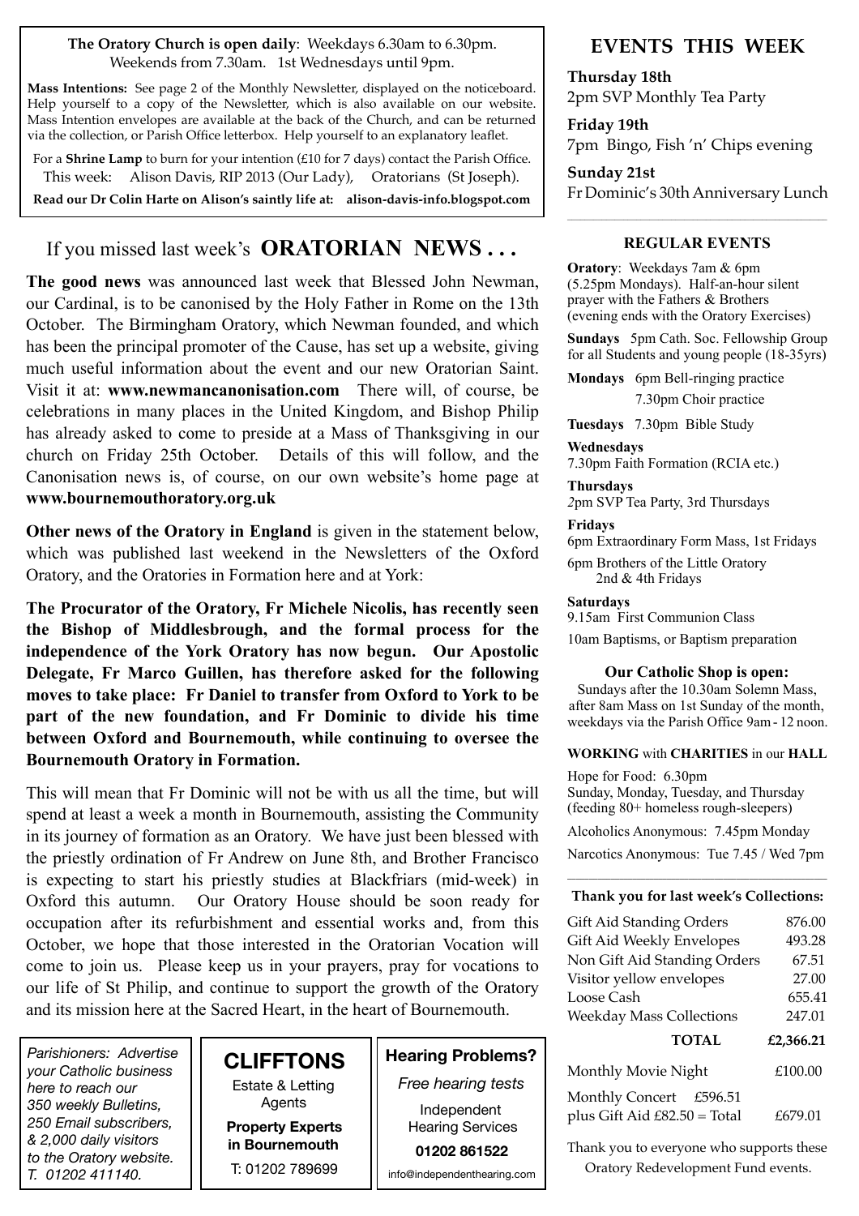**The Oratory Church is open daily**: Weekdays 6.30am to 6.30pm. Weekends from 7.30am. 1st Wednesdays until 9pm.

**Mass Intentions:** See page 2 of the Monthly Newsletter, displayed on the noticeboard. Help yourself to a copy of the Newsletter, which is also available on our website. Mass Intention envelopes are available at the back of the Church, and can be returned via the collection, or Parish Office letterbox. Help yourself to an explanatory leaflet.

For a **Shrine Lamp** to burn for your intention (£10 for 7 days) contact the Parish Office. This week: Alison Davis, RIP 2013 (Our Lady), Oratorians (St Joseph).

**Read our Dr Colin Harte on Alison's saintly life at: alison-davis-info.blogspot.com**

## If you missed last week's **ORATORIAN NEWS . . .**

**The good news** was announced last week that Blessed John Newman, our Cardinal, is to be canonised by the Holy Father in Rome on the 13th October. The Birmingham Oratory, which Newman founded, and which has been the principal promoter of the Cause, has set up a website, giving much useful information about the event and our new Oratorian Saint. Visit it at: **www.newmancanonisation.com** There will, of course, be celebrations in many places in the United Kingdom, and Bishop Philip has already asked to come to preside at a Mass of Thanksgiving in our church on Friday 25th October. Details of this will follow, and the Canonisation news is, of course, on our own website's home page at **www.bournemouthoratory.org.uk**

**Other news of the Oratory in England** is given in the statement below, which was published last weekend in the Newsletters of the Oxford Oratory, and the Oratories in Formation here and at York:

**The Procurator of the Oratory, Fr Michele Nicolis, has recently seen the Bishop of Middlesbrough, and the formal process for the independence of the York Oratory has now begun. Our Apostolic Delegate, Fr Marco Guillen, has therefore asked for the following moves to take place: Fr Daniel to transfer from Oxford to York to be part of the new foundation, and Fr Dominic to divide his time between Oxford and Bournemouth, while continuing to oversee the Bournemouth Oratory in Formation.**

This will mean that Fr Dominic will not be with us all the time, but will spend at least a week a month in Bournemouth, assisting the Community in its journey of formation as an Oratory. We have just been blessed with the priestly ordination of Fr Andrew on June 8th, and Brother Francisco is expecting to start his priestly studies at Blackfriars (mid-week) in Oxford this autumn. Our Oratory House should be soon ready for occupation after its refurbishment and essential works and, from this October, we hope that those interested in the Oratorian Vocation will come to join us. Please keep us in your prayers, pray for vocations to our life of St Philip, and continue to support the growth of the Oratory and its mission here at the Sacred Heart, in the heart of Bournemouth.

*Parishioners: Advertise your Catholic business here to reach our 350 weekly Bulletins, 250 Email subscribers, & 2,000 daily visitors to the Oratory website. T. 01202 411140.*

**CLIFFTONS**
Estate & Letting Agents
**Property Experts in Bournemouth**
T: 01202 789699

**Hearing Problems?**
*Free hearing tests*
Independent Hearing Services
**01202 861522**
info@independenthearing.com

## EVENTS THIS WEEK

**Thursday 18th**
2pm SVP Monthly Tea Party

**Friday 19th**
7pm Bingo, Fish 'n' Chips evening

**Sunday 21st**
Fr Dominic's 30th Anniversary Lunch

### REGULAR EVENTS

**Oratory**: Weekdays 7am & 6pm (5.25pm Mondays). Half-an-hour silent prayer with the Fathers & Brothers (evening ends with the Oratory Exercises)

**Sundays** 5pm Cath. Soc. Fellowship Group for all Students and young people (18-35yrs)

**Mondays** 6pm Bell-ringing practice
7.30pm Choir practice

**Tuesdays** 7.30pm Bible Study

**Wednesdays**
7.30pm Faith Formation (RCIA etc.)

**Thursdays**
2pm SVP Tea Party, 3rd Thursdays

**Fridays**
6pm Extraordinary Form Mass, 1st Fridays
6pm Brothers of the Little Oratory 2nd & 4th Fridays

**Saturdays**
9.15am First Communion Class
10am Baptisms, or Baptism preparation

**Our Catholic Shop is open:**
Sundays after the 10.30am Solemn Mass, after 8am Mass on 1st Sunday of the month, weekdays via the Parish Office 9am - 12 noon.

**WORKING** with **CHARITIES** in our **HALL**

Hope for Food: 6.30pm
Sunday, Monday, Tuesday, and Thursday (feeding 80+ homeless rough-sleepers)

Alcoholics Anonymous: 7.45pm Monday

Narcotics Anonymous: Tue 7.45 / Wed 7pm

**Thank you for last week's Collections:**

| | |
|---|---|
| Gift Aid Standing Orders | 876.00 |
| Gift Aid Weekly Envelopes | 493.28 |
| Non Gift Aid Standing Orders | 67.51 |
| Visitor yellow envelopes | 27.00 |
| Loose Cash | 655.41 |
| Weekday Mass Collections | 247.01 |
| **TOTAL** | **£2,366.21** |
| Monthly Movie Night | £100.00 |
| Monthly Concert £596.51 plus Gift Aid £82.50 = Total | £679.01 |

Thank you to everyone who supports these Oratory Redevelopment Fund events.